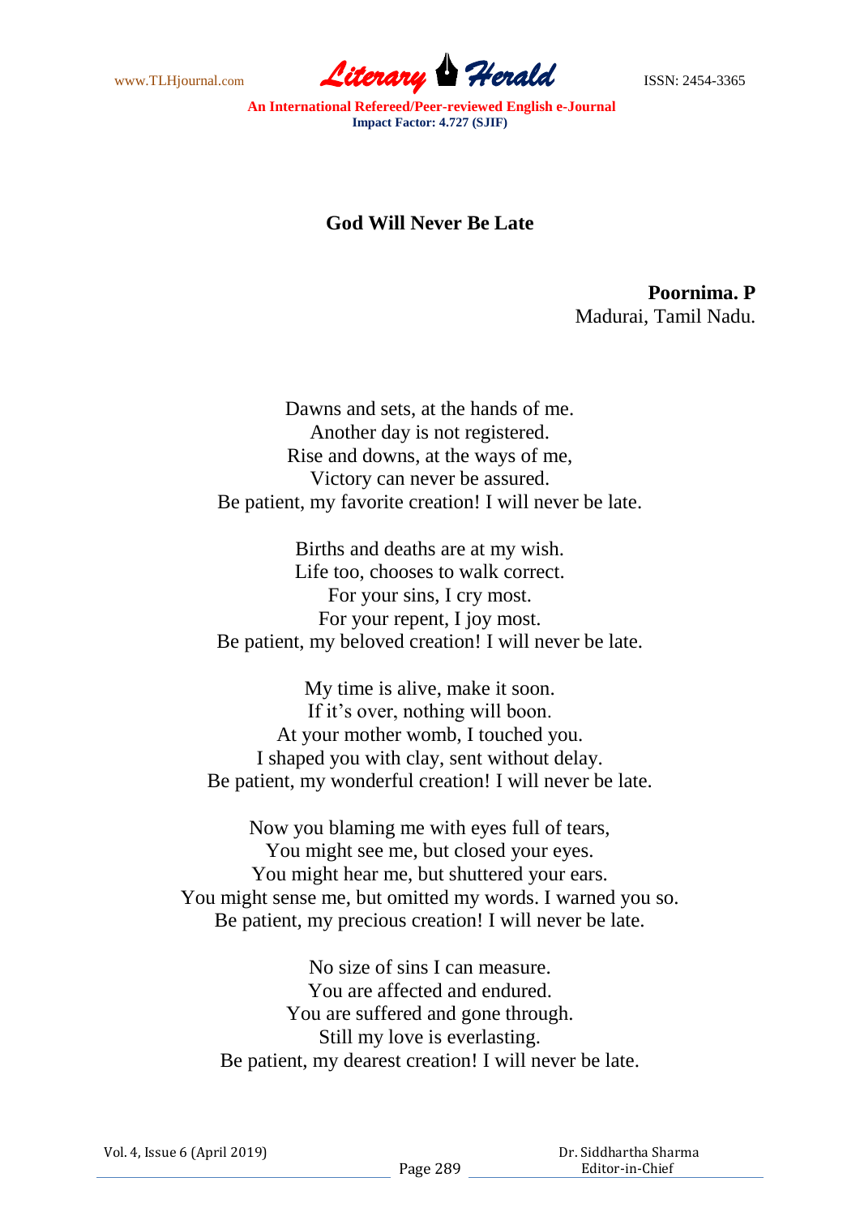# God Will Never Be Late

**Poornima. P**
Madurai, Tamil Nadu.

Dawns and sets, at the hands of me.
Another day is not registered.
Rise and downs, at the ways of me,
Victory can never be assured.
Be patient, my favorite creation! I will never be late.

Births and deaths are at my wish.
Life too, chooses to walk correct.
For your sins, I cry most.
For your repent, I joy most.
Be patient, my beloved creation! I will never be late.

My time is alive, make it soon.
If it's over, nothing will boon.
At your mother womb, I touched you.
I shaped you with clay, sent without delay.
Be patient, my wonderful creation! I will never be late.

Now you blaming me with eyes full of tears,
You might see me, but closed your eyes.
You might hear me, but shuttered your ears.
You might sense me, but omitted my words. I warned you so.
Be patient, my precious creation! I will never be late.

No size of sins I can measure.
You are affected and endured.
You are suffered and gone through.
Still my love is everlasting.
Be patient, my dearest creation! I will never be late.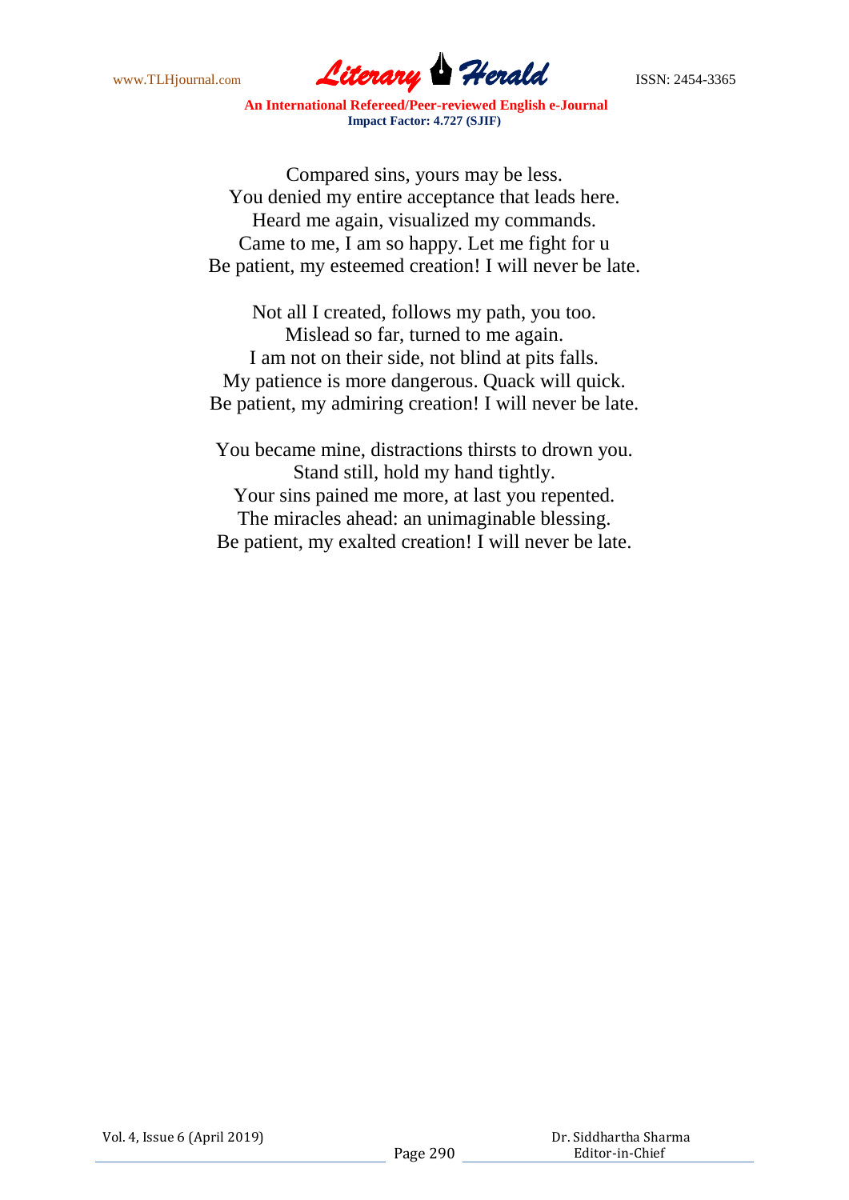Compared sins, yours may be less.
You denied my entire acceptance that leads here.
Heard me again, visualized my commands.
Came to me, I am so happy. Let me fight for u
Be patient, my esteemed creation! I will never be late.

Not all I created, follows my path, you too.
Mislead so far, turned to me again.
I am not on their side, not blind at pits falls.
My patience is more dangerous. Quack will quick.
Be patient, my admiring creation! I will never be late.

You became mine, distractions thirsts to drown you.
Stand still, hold my hand tightly.
Your sins pained me more, at last you repented.
The miracles ahead: an unimaginable blessing.
Be patient, my exalted creation! I will never be late.